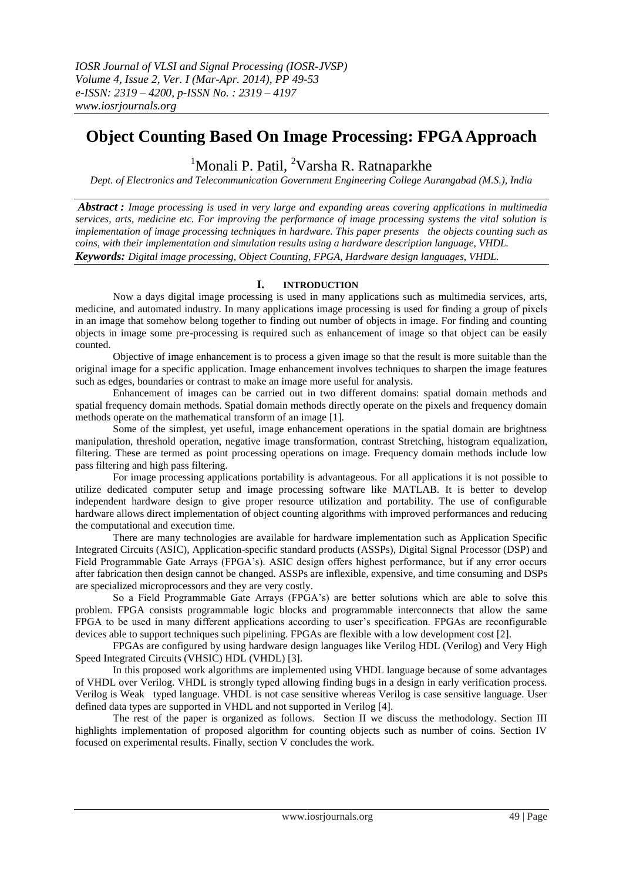# Object Counting Based On Image Processing: FPGA Approach

[1]Monali P. Patil, [2]Varsha R. Ratnaparkhe

*Dept. of Electronics and Telecommunication Government Engineering College Aurangabad (M.S.), India*

***Abstract :*** *Image processing is used in very large and expanding areas covering applications in multimedia services, arts, medicine etc. For improving the performance of image processing systems the vital solution is implementation of image processing techniques in hardware. This paper presents the objects counting such as coins, with their implementation and simulation results using a hardware description language, VHDL.*

***Keywords:*** *Digital image processing, Object Counting, FPGA, Hardware design languages, VHDL.*

## I. INTRODUCTION

Now a days digital image processing is used in many applications such as multimedia services, arts, medicine, and automated industry. In many applications image processing is used for finding a group of pixels in an image that somehow belong together to finding out number of objects in image. For finding and counting objects in image some pre-processing is required such as enhancement of image so that object can be easily counted.

Objective of image enhancement is to process a given image so that the result is more suitable than the original image for a specific application. Image enhancement involves techniques to sharpen the image features such as edges, boundaries or contrast to make an image more useful for analysis.

Enhancement of images can be carried out in two different domains: spatial domain methods and spatial frequency domain methods. Spatial domain methods directly operate on the pixels and frequency domain methods operate on the mathematical transform of an image [1].

Some of the simplest, yet useful, image enhancement operations in the spatial domain are brightness manipulation, threshold operation, negative image transformation, contrast Stretching, histogram equalization, filtering. These are termed as point processing operations on image. Frequency domain methods include low pass filtering and high pass filtering.

For image processing applications portability is advantageous. For all applications it is not possible to utilize dedicated computer setup and image processing software like MATLAB. It is better to develop independent hardware design to give proper resource utilization and portability. The use of configurable hardware allows direct implementation of object counting algorithms with improved performances and reducing the computational and execution time.

There are many technologies are available for hardware implementation such as Application Specific Integrated Circuits (ASIC), Application-specific standard products (ASSPs), Digital Signal Processor (DSP) and Field Programmable Gate Arrays (FPGA's). ASIC design offers highest performance, but if any error occurs after fabrication then design cannot be changed. ASSPs are inflexible, expensive, and time consuming and DSPs are specialized microprocessors and they are very costly.

So a Field Programmable Gate Arrays (FPGA's) are better solutions which are able to solve this problem. FPGA consists programmable logic blocks and programmable interconnects that allow the same FPGA to be used in many different applications according to user's specification. FPGAs are reconfigurable devices able to support techniques such pipelining. FPGAs are flexible with a low development cost [2].

FPGAs are configured by using hardware design languages like Verilog HDL (Verilog) and Very High Speed Integrated Circuits (VHSIC) HDL (VHDL) [3].

In this proposed work algorithms are implemented using VHDL language because of some advantages of VHDL over Verilog. VHDL is strongly typed allowing finding bugs in a design in early verification process. Verilog is Weak typed language. VHDL is not case sensitive whereas Verilog is case sensitive language. User defined data types are supported in VHDL and not supported in Verilog [4].

The rest of the paper is organized as follows. Section II we discuss the methodology. Section III highlights implementation of proposed algorithm for counting objects such as number of coins. Section IV focused on experimental results. Finally, section V concludes the work.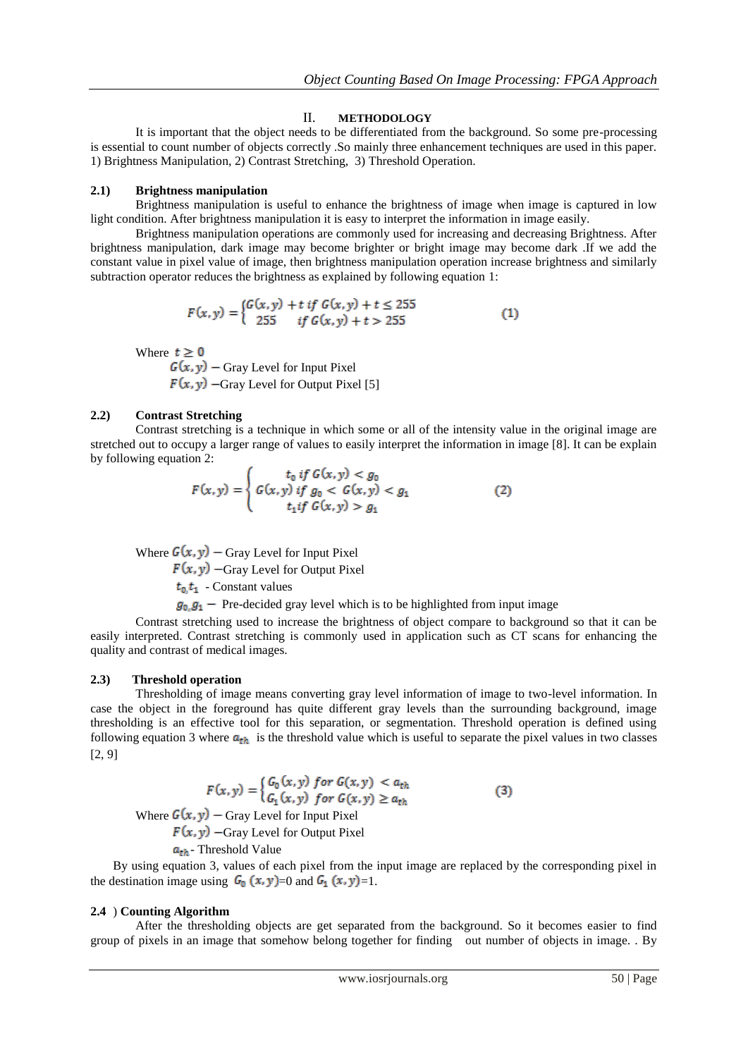## II. METHODOLOGY

It is important that the object needs to be differentiated from the background. So some pre-processing is essential to count number of objects correctly .So mainly three enhancement techniques are used in this paper. 1) Brightness Manipulation, 2) Contrast Stretching, 3) Threshold Operation.

### 2.1) Brightness manipulation

Brightness manipulation is useful to enhance the brightness of image when image is captured in low light condition. After brightness manipulation it is easy to interpret the information in image easily.

Brightness manipulation operations are commonly used for increasing and decreasing Brightness. After brightness manipulation, dark image may become brighter or bright image may become dark .If we add the constant value in pixel value of image, then brightness manipulation operation increase brightness and similarly subtraction operator reduces the brightness as explained by following equation 1:

$$F(x,y) = \begin{cases} G(x,y) + t \ if \ G(x,y) + t \leq 255 \\ 255 \quad if \ G(x,y) + t > 255 \end{cases} \qquad (1)$$

Where $t \geq 0$

$G(x,y)$ – Gray Level for Input Pixel

$F(x,y)$ –Gray Level for Output Pixel [5]

### 2.2) Contrast Stretching

Contrast stretching is a technique in which some or all of the intensity value in the original image are stretched out to occupy a larger range of values to easily interpret the information in image [8]. It can be explain by following equation 2:

$$F(x,y) = \begin{cases} t_0 \ if \ G(x,y) < g_0 \\ G(x,y) \ if \ g_0 < G(x,y) < g_1 \\ t_1 if \ G(x,y) > g_1 \end{cases} \qquad (2)$$

Where $G(x,y)$ – Gray Level for Input Pixel

$F(x,y)$ –Gray Level for Output Pixel

$t_0, t_1$ - Constant values

$g_0, g_1$ – Pre-decided gray level which is to be highlighted from input image

Contrast stretching used to increase the brightness of object compare to background so that it can be easily interpreted. Contrast stretching is commonly used in application such as CT scans for enhancing the quality and contrast of medical images.

### 2.3) Threshold operation

Thresholding of image means converting gray level information of image to two-level information. In case the object in the foreground has quite different gray levels than the surrounding background, image thresholding is an effective tool for this separation, or segmentation. Threshold operation is defined using following equation 3 where $a_{th}$ is the threshold value which is useful to separate the pixel values in two classes [2, 9]

$$F(x,y) = \begin{cases} G_0(x,y) \ for \ G(x,y) < a_{th} \\ G_1(x,y) \ for \ G(x,y) \geq a_{th} \end{cases} \qquad (3)$$

Where $G(x,y)$ – Gray Level for Input Pixel

$F(x,y)$ –Gray Level for Output Pixel

$a_{th}$ - Threshold Value

By using equation 3, values of each pixel from the input image are replaced by the corresponding pixel in the destination image using $G_0(x,y)$=0 and $G_1(x,y)$=1.

### 2.4 ) Counting Algorithm

After the thresholding objects are get separated from the background. So it becomes easier to find group of pixels in an image that somehow belong together for finding out number of objects in image. . By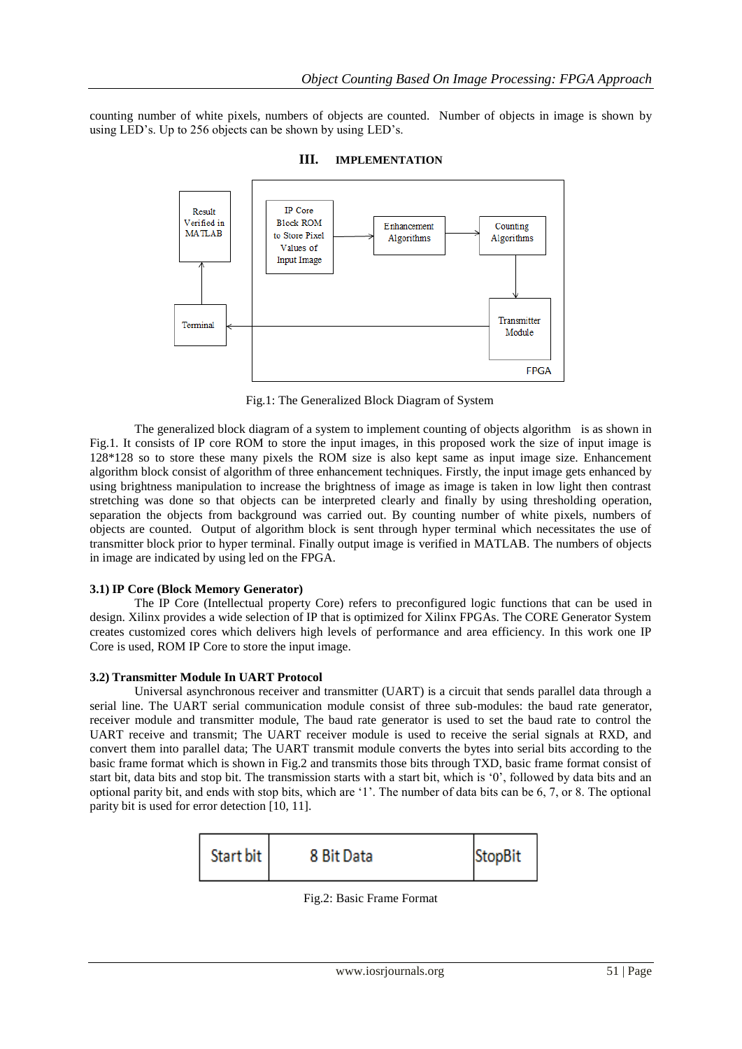counting number of white pixels, numbers of objects are counted. Number of objects in image is shown by using LED's. Up to 256 objects can be shown by using LED's.

## III. IMPLEMENTATION

Fig.1: The Generalized Block Diagram of System

The generalized block diagram of a system to implement counting of objects algorithm is as shown in Fig.1. It consists of IP core ROM to store the input images, in this proposed work the size of input image is 128*128 so to store these many pixels the ROM size is also kept same as input image size. Enhancement algorithm block consist of algorithm of three enhancement techniques. Firstly, the input image gets enhanced by using brightness manipulation to increase the brightness of image as image is taken in low light then contrast stretching was done so that objects can be interpreted clearly and finally by using thresholding operation, separation the objects from background was carried out. By counting number of white pixels, numbers of objects are counted. Output of algorithm block is sent through hyper terminal which necessitates the use of transmitter block prior to hyper terminal. Finally output image is verified in MATLAB. The numbers of objects in image are indicated by using led on the FPGA.

### 3.1) IP Core (Block Memory Generator)

The IP Core (Intellectual property Core) refers to preconfigured logic functions that can be used in design. Xilinx provides a wide selection of IP that is optimized for Xilinx FPGAs. The CORE Generator System creates customized cores which delivers high levels of performance and area efficiency. In this work one IP Core is used, ROM IP Core to store the input image.

### 3.2) Transmitter Module In UART Protocol

Universal asynchronous receiver and transmitter (UART) is a circuit that sends parallel data through a serial line. The UART serial communication module consist of three sub-modules: the baud rate generator, receiver module and transmitter module, The baud rate generator is used to set the baud rate to control the UART receive and transmit; The UART receiver module is used to receive the serial signals at RXD, and convert them into parallel data; The UART transmit module converts the bytes into serial bits according to the basic frame format which is shown in Fig.2 and transmits those bits through TXD, basic frame format consist of start bit, data bits and stop bit. The transmission starts with a start bit, which is '0', followed by data bits and an optional parity bit, and ends with stop bits, which are '1'. The number of data bits can be 6, 7, or 8. The optional parity bit is used for error detection [10, 11].

| Start bit | 8 Bit Data | StopBit |
|---|---|---|

Fig.2: Basic Frame Format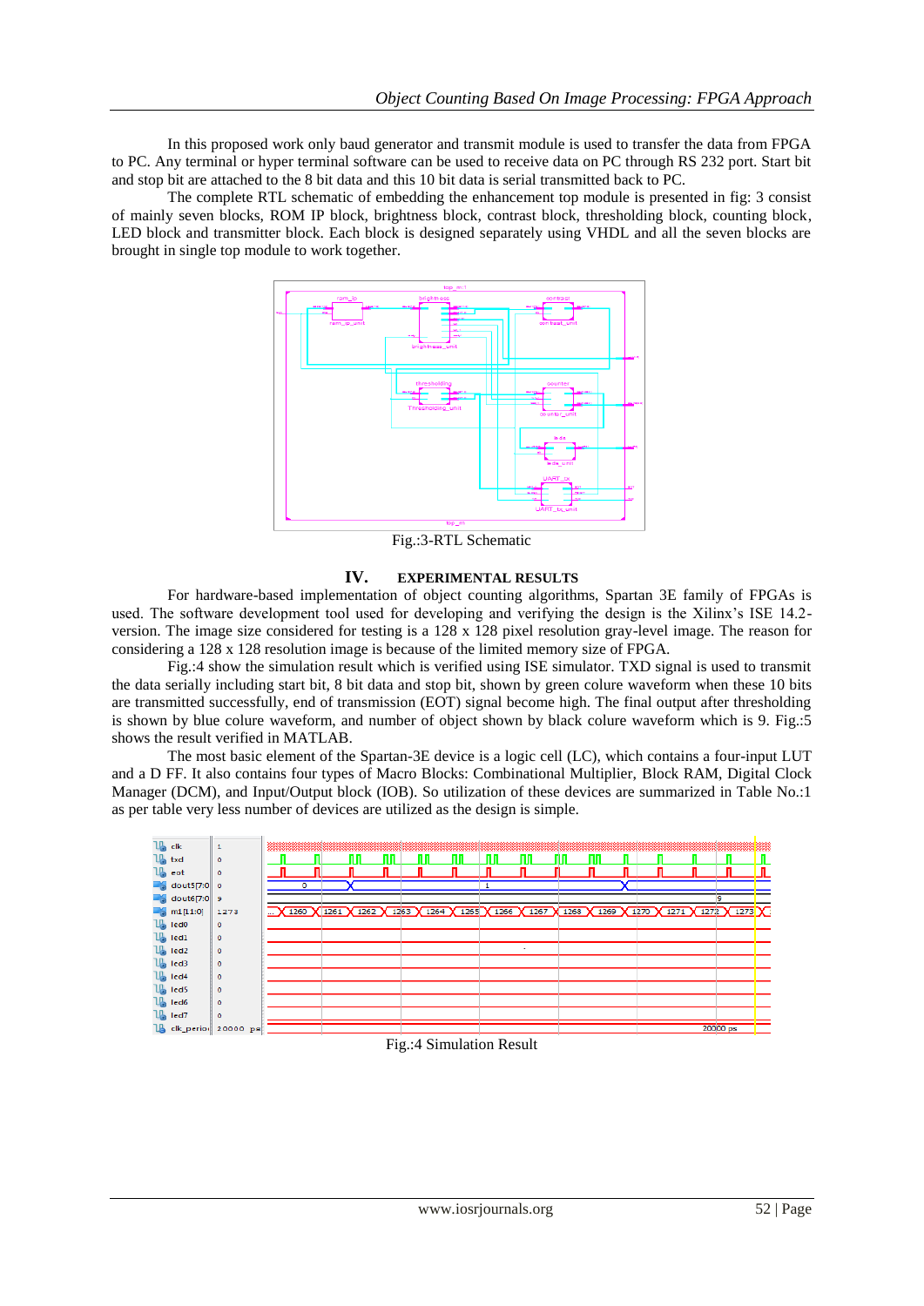In this proposed work only baud generator and transmit module is used to transfer the data from FPGA to PC. Any terminal or hyper terminal software can be used to receive data on PC through RS 232 port. Start bit and stop bit are attached to the 8 bit data and this 10 bit data is serial transmitted back to PC.

The complete RTL schematic of embedding the enhancement top module is presented in fig: 3 consist of mainly seven blocks, ROM IP block, brightness block, contrast block, thresholding block, counting block, LED block and transmitter block. Each block is designed separately using VHDL and all the seven blocks are brought in single top module to work together.

Fig.:3-RTL Schematic

## IV. EXPERIMENTAL RESULTS

For hardware-based implementation of object counting algorithms, Spartan 3E family of FPGAs is used. The software development tool used for developing and verifying the design is the Xilinx's ISE 14.2-version. The image size considered for testing is a 128 x 128 pixel resolution gray-level image. The reason for considering a 128 x 128 resolution image is because of the limited memory size of FPGA.

Fig.:4 show the simulation result which is verified using ISE simulator. TXD signal is used to transmit the data serially including start bit, 8 bit data and stop bit, shown by green color waveform when these 10 bits are transmitted successfully, end of transmission (EOT) signal become high. The final output after thresholding is shown by blue colure waveform, and number of object shown by black colure waveform which is 9. Fig.:5 shows the result verified in MATLAB.

The most basic element of the Spartan-3E device is a logic cell (LC), which contains a four-input LUT and a D FF. It also contains four types of Macro Blocks: Combinational Multiplier, Block RAM, Digital Clock Manager (DCM), and Input/Output block (IOB). So utilization of these devices are summarized in Table No.:1 as per table very less number of devices are utilized as the design is simple.

Fig.:4 Simulation Result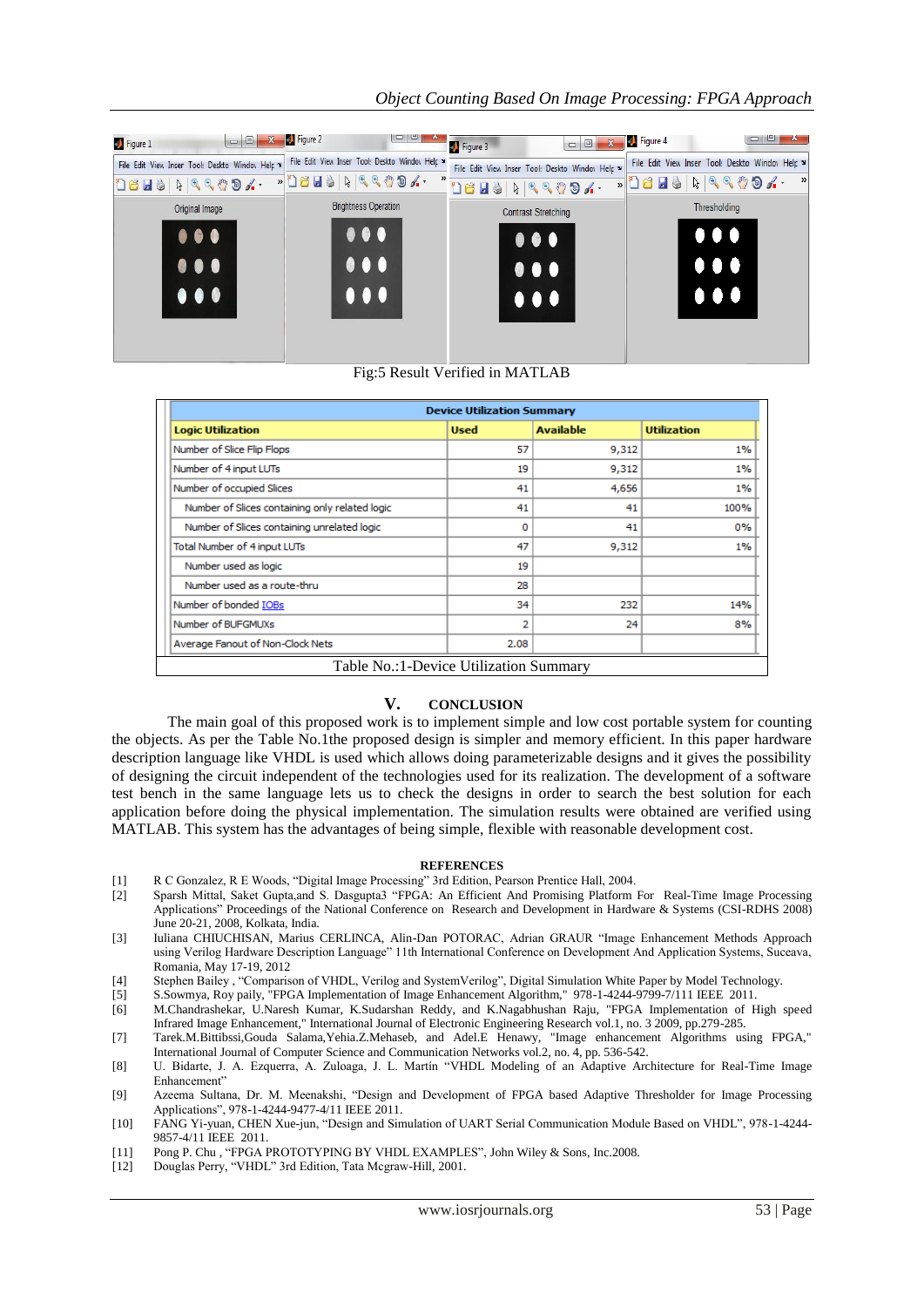Fig:5 Result Verified in MATLAB

| Device Utilization Summary | | | |
| --- | --- | --- | --- |
| **Logic Utilization** | **Used** | **Available** | **Utilization** |
| Number of Slice Flip Flops | 57 | 9,312 | 1% |
| Number of 4 input LUTs | 19 | 9,312 | 1% |
| Number of occupied Slices | 41 | 4,656 | 1% |
| Number of Slices containing only related logic | 41 | 41 | 100% |
| Number of Slices containing unrelated logic | 0 | 41 | 0% |
| Total Number of 4 input LUTs | 47 | 9,312 | 1% |
| Number used as logic | 19 | | |
| Number used as a route-thru | 28 | | |
| Number of bonded IOBs | 34 | 232 | 14% |
| Number of BUFGMUXs | 2 | 24 | 8% |
| Average Fanout of Non-Clock Nets | 2.08 | | |

Table No.:1-Device Utilization Summary

## V. CONCLUSION

The main goal of this proposed work is to implement simple and low cost portable system for counting the objects. As per the Table No.1the proposed design is simpler and memory efficient. In this paper hardware description language like VHDL is used which allows doing parameterizable designs and it gives the possibility of designing the circuit independent of the technologies used for its realization. The development of a software test bench in the same language lets us to check the designs in order to search the best solution for each application before doing the physical implementation. The simulation results were obtained are verified using MATLAB. This system has the advantages of being simple, flexible with reasonable development cost.

## REFERENCES

[1] R C Gonzalez, R E Woods, "Digital Image Processing" 3rd Edition, Pearson Prentice Hall, 2004.

[2] Sparsh Mittal, Saket Gupta,and S. Dasgupta3 "FPGA: An Efficient And Promising Platform For Real-Time Image Processing Applications" Proceedings of the National Conference on Research and Development in Hardware & Systems (CSI-RDHS 2008) June 20-21, 2008, Kolkata, India.

[3] Iuliana CHIUCHISAN, Marius CERLINCA, Alin-Dan POTORAC, Adrian GRAUR "Image Enhancement Methods Approach using Verilog Hardware Description Language" 11th International Conference on Development And Application Systems, Suceava, Romania, May 17-19, 2012

[4] Stephen Bailey , "Comparison of VHDL, Verilog and SystemVerilog", Digital Simulation White Paper by Model Technology.

[5] S.Sowmya, Roy paily, "FPGA Implementation of Image Enhancement Algorithm," 978-1-4244-9799-7/111 IEEE 2011.

[6] M.Chandrashekar, U.Naresh Kumar, K.Sudarshan Reddy, and K.Nagabhushan Raju, "FPGA Implementation of High speed Infrared Image Enhancement," International Journal of Electronic Engineering Research vol.1, no. 3 2009, pp.279-285.

[7] Tarek.M.Bittibssi,Gouda Salama,Yehia.Z.Mehaseb, and Adel.E Henawy, "Image enhancement Algorithms using FPGA," International Journal of Computer Science and Communication Networks vol.2, no. 4, pp. 536-542.

[8] U. Bidarte, J. A. Ezquerra, A. Zuloaga, J. L. Martín "VHDL Modeling of an Adaptive Architecture for Real-Time Image Enhancement"

[9] Azeema Sultana, Dr. M. Meenakshi, "Design and Development of FPGA based Adaptive Thresholder for Image Processing Applications", 978-1-4244-9477-4/11 IEEE 2011.

[10] FANG Yi-yuan, CHEN Xue-jun, "Design and Simulation of UART Serial Communication Module Based on VHDL", 978-1-4244-9857-4/11 IEEE 2011.

[11] Pong P. Chu , "FPGA PROTOTYPING BY VHDL EXAMPLES", John Wiley & Sons, Inc.2008.

[12] Douglas Perry, "VHDL" 3rd Edition, Tata Mcgraw-Hill, 2001.